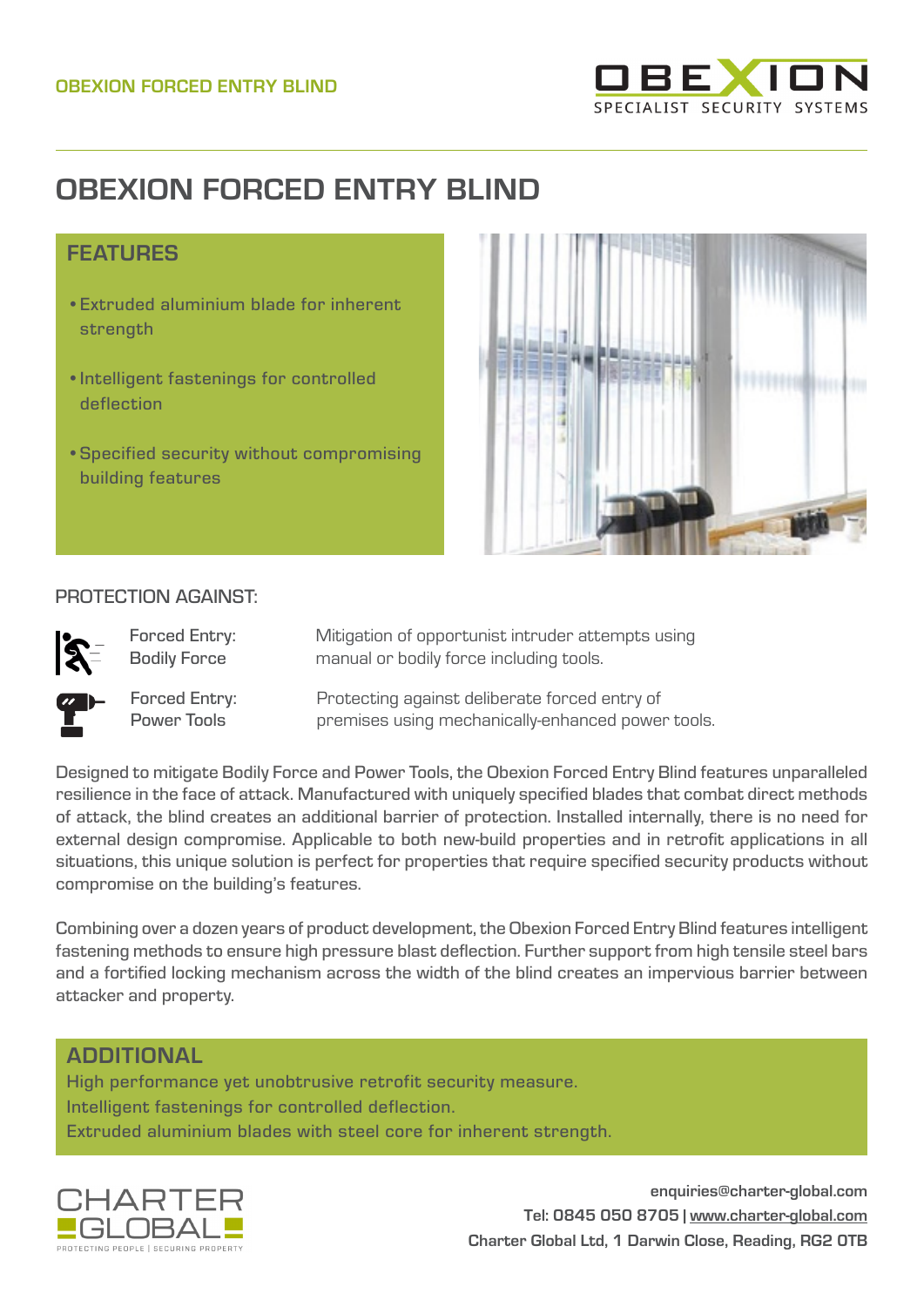OBEXION FORCED ENTRY BLIND

# OBEXION FORCED ENTRY BLIND

## FEATURES

- Extruded aluminium blade for inherent strength
- Intelligent fastenings for controlled deflection
- Specified security without compromising building features

## PROTECTION AGAINST:

| | |
|---|---|
| Forced Entry: Bodily Force | Mitigation of opportunist intruder attempts using manual or bodily force including tools. |
| Forced Entry: Power Tools | Protecting against deliberate forced entry of premises using mechanically-enhanced power tools. |

Designed to mitigate Bodily Force and Power Tools, the Obexion Forced Entry Blind features unparalleled resilience in the face of attack. Manufactured with uniquely specified blades that combat direct methods of attack, the blind creates an additional barrier of protection. Installed internally, there is no need for external design compromise. Applicable to both new-build properties and in retrofit applications in all situations, this unique solution is perfect for properties that require specified security products without compromise on the building's features.

Combining over a dozen years of product development, the Obexion Forced Entry Blind features intelligent fastening methods to ensure high pressure blast deflection. Further support from high tensile steel bars and a fortified locking mechanism across the width of the blind creates an impervious barrier between attacker and property.

## ADDITIONAL

High performance yet unobtrusive retrofit security measure.
Intelligent fastenings for controlled deflection.
Extruded aluminium blades with steel core for inherent strength.

CHARTER GLOBAL
PROTECTING PEOPLE | SECURING PROPERTY

enquiries@charter-global.com
Tel: 0845 050 8705 | www.charter-global.com
Charter Global Ltd, 1 Darwin Close, Reading, RG2 0TB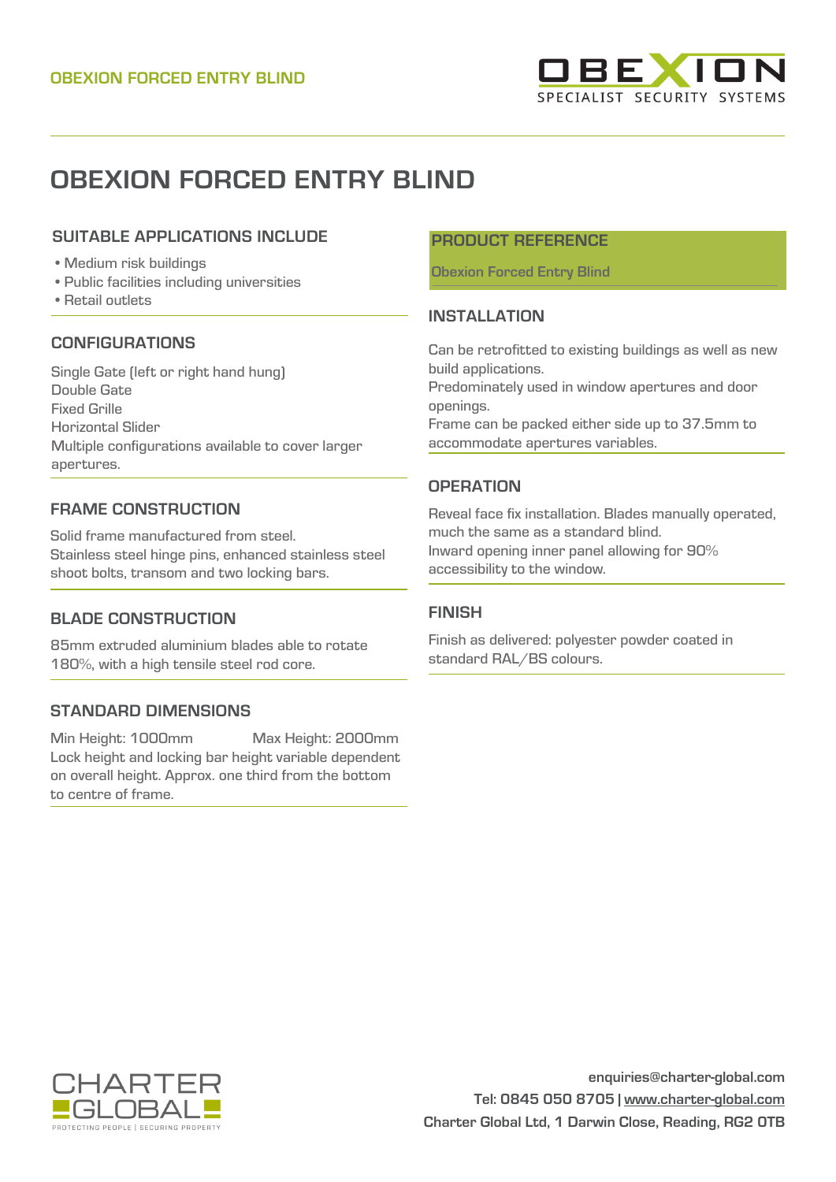# OBEXION FORCED ENTRY BLIND

## SUITABLE APPLICATIONS INCLUDE

- Medium risk buildings
- Public facilities including universities
- Retail outlets

## CONFIGURATIONS

Single Gate (left or right hand hung)
Double Gate
Fixed Grille
Horizontal Slider
Multiple configurations available to cover larger apertures.

## FRAME CONSTRUCTION

Solid frame manufactured from steel.
Stainless steel hinge pins, enhanced stainless steel shoot bolts, transom and two locking bars.

## BLADE CONSTRUCTION

85mm extruded aluminium blades able to rotate 180%, with a high tensile steel rod core.

## STANDARD DIMENSIONS

Min Height: 1000mm Max Height: 2000mm
Lock height and locking bar height variable dependent on overall height. Approx. one third from the bottom to centre of frame.

## PRODUCT REFERENCE

Obexion Forced Entry Blind

## INSTALLATION

Can be retrofitted to existing buildings as well as new build applications.
Predominately used in window apertures and door openings.
Frame can be packed either side up to 37.5mm to accommodate apertures variables.

## OPERATION

Reveal face fix installation. Blades manually operated, much the same as a standard blind.
Inward opening inner panel allowing for 90% accessibility to the window.

## FINISH

Finish as delivered: polyester powder coated in standard RAL/BS colours.

CHARTER GLOBAL
PROTECTING PEOPLE | SECURING PROPERTY

enquiries@charter-global.com
Tel: 0845 050 8705 | www.charter-global.com
Charter Global Ltd, 1 Darwin Close, Reading, RG2 0TB